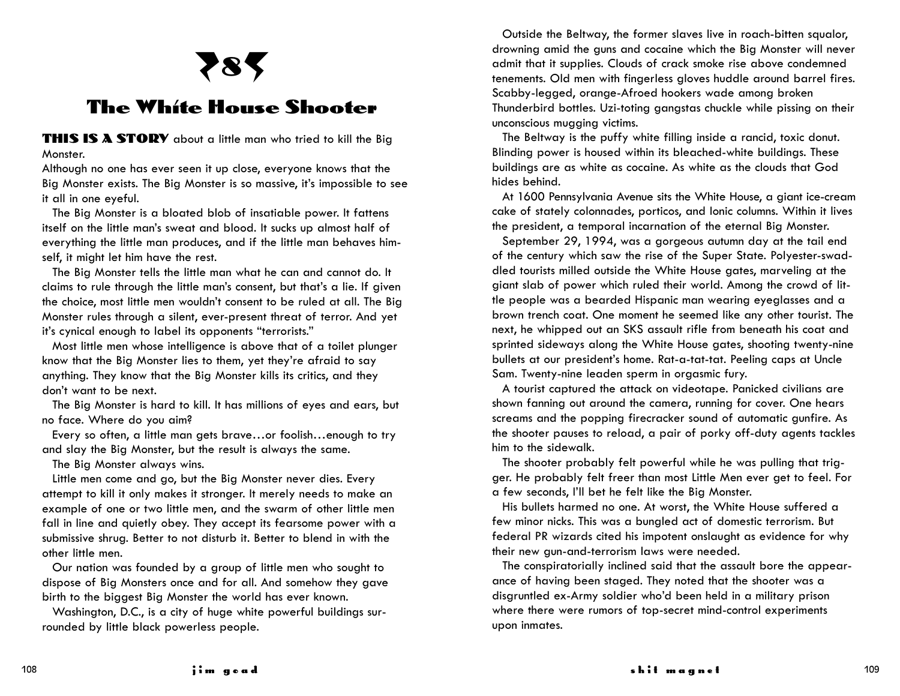# 8

## The White House Shooter

**THIS IS A STORY** about a little man who tried to kill the Big Monster.

Although no one has ever seen it up close, everyone knows that the Big Monster exists. The Big Monster is so massive, it's impossible to see it all in one eyeful.

The Big Monster is a bloated blob of insatiable power. It fattens itself on the little man's sweat and blood. It sucks up almost half of everything the little man produces, and if the little man behaves himself, it might let him have the rest.

The Big Monster tells the little man what he can and cannot do. It claims to rule through the little man's consent, but that's a lie. If given the choice, most little men wouldn't consent to be ruled at all. The Big Monster rules through a silent, ever-present threat of terror. And yet it's cynical enough to label its opponents "terrorists."

Most little men whose intelligence is above that of a toilet plunger know that the Big Monster lies to them, yet they're afraid to say anything. They know that the Big Monster kills its critics, and they don't want to be next.

The Big Monster is hard to kill. It has millions of eyes and ears, but no face. Where do you aim?

Every so often, a little man gets brave…or foolish…enough to try and slay the Big Monster, but the result is always the same.

The Big Monster always wins.

Little men come and go, but the Big Monster never dies. Every attempt to kill it only makes it stronger. It merely needs to make an example of one or two little men, and the swarm of other little men fall in line and quietly obey. They accept its fearsome power with a submissive shrug. Better to not disturb it. Better to blend in with the other little men.

Our nation was founded by a group of little men who sought to dispose of Big Monsters once and for all. And somehow they gave birth to the biggest Big Monster the world has ever known.

Washington, D.C., is a city of huge white powerful buildings surrounded by little black powerless people.

Outside the Beltway, the former slaves live in roach-bitten squalor, drowning amid the guns and cocaine which the Big Monster will never admit that it supplies. Clouds of crack smoke rise above condemned tenements. Old men with fingerless gloves huddle around barrel fires. Scabby-legged, orange-Afroed hookers wade among broken Thunderbird bottles. Uzi-toting gangstas chuckle while pissing on their unconscious mugging victims.

The Beltway is the puffy white filling inside a rancid, toxic donut. Blinding power is housed within its bleached-white buildings. These buildings are as white as cocaine. As white as the clouds that God hides behind.

At 1600 Pennsylvania Avenue sits the White House, a giant ice-cream cake of stately colonnades, porticos, and Ionic columns. Within it lives the president, a temporal incarnation of the eternal Big Monster.

September 29, 1994, was a gorgeous autumn day at the tail end of the century which saw the rise of the Super State. Polyester-swaddled tourists milled outside the White House gates, marveling at the giant slab of power which ruled their world. Among the crowd of little people was a bearded Hispanic man wearing eyeglasses and a brown trench coat. One moment he seemed like any other tourist. The next, he whipped out an SKS assault rifle from beneath his coat and sprinted sideways along the White House gates, shooting twenty-nine bullets at our president's home. Rat-a-tat-tat. Peeling caps at Uncle Sam. Twenty-nine leaden sperm in orgasmic fury.

A tourist captured the attack on videotape. Panicked civilians are shown fanning out around the camera, running for cover. One hears screams and the popping firecracker sound of automatic gunfire. As the shooter pauses to reload, a pair of porky off-duty agents tackles him to the sidewalk.

The shooter probably felt powerful while he was pulling that trigger. He probably felt freer than most Little Men ever get to feel. For a few seconds, I'll bet he felt like the Big Monster.

His bullets harmed no one. At worst, the White House suffered a few minor nicks. This was a bungled act of domestic terrorism. But federal PR wizards cited his impotent onslaught as evidence for why their new gun-and-terrorism laws were needed.

The conspiratorially inclined said that the assault bore the appearance of having been staged. They noted that the shooter was a disgruntled ex-Army soldier who'd been held in a military prison where there were rumors of top-secret mind-control experiments upon inmates.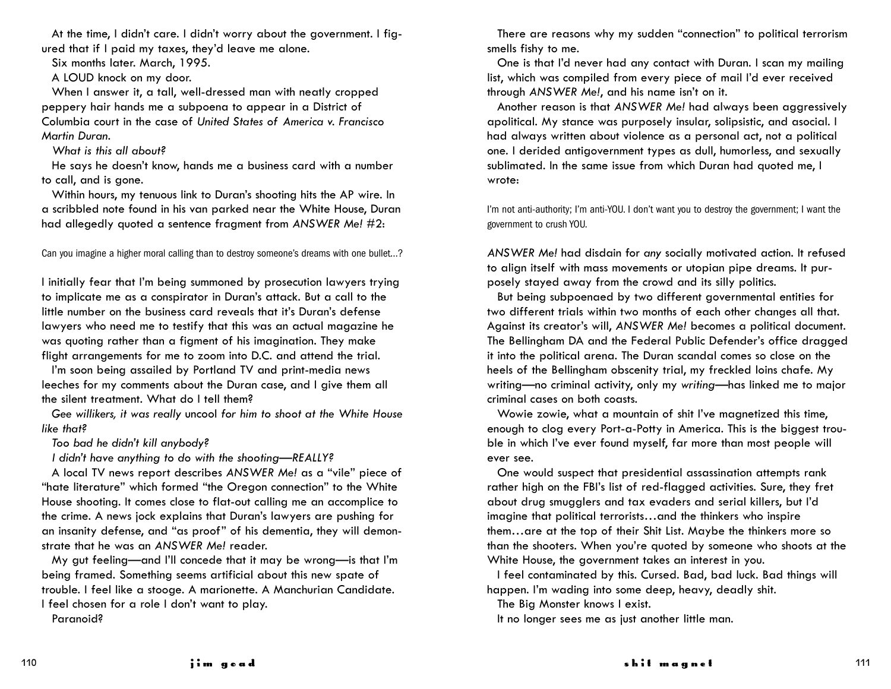At the time, I didn't care. I didn't worry about the government. I figured that if I paid my taxes, they'd leave me alone.

Six months later. March, 1995.

A LOUD knock on my door.

When I answer it, a tall, well-dressed man with neatly cropped peppery hair hands me a subpoena to appear in a District of Columbia court in the case of *United States of America v. Francisco Martin Duran*.

*What is this all about?*

He says he doesn't know, hands me a business card with a number to call, and is gone.

Within hours, my tenuous link to Duran's shooting hits the AP wire. In a scribbled note found in his van parked near the White House, Duran had allegedly quoted a sentence fragment from *ANSWER Me!* #2:

> Can you imagine a higher moral calling than to destroy someone's dreams with one bullet...?

I initially fear that I'm being summoned by prosecution lawyers trying to implicate me as a conspirator in Duran's attack. But a call to the little number on the business card reveals that it's Duran's defense lawyers who need me to testify that this was an actual magazine he was quoting rather than a figment of his imagination. They make flight arrangements for me to zoom into D.C. and attend the trial.

I'm soon being assailed by Portland TV and print-media news leeches for my comments about the Duran case, and I give them all the silent treatment. What do I tell them?

*Gee willikers, it was really* uncool *for him to shoot at the White House like that?*

*Too bad he didn't kill anybody?*

*I didn't have anything to do with the shooting—REALLY?*

A local TV news report describes *ANSWER Me!* as a "vile" piece of "hate literature" which formed "the Oregon connection" to the White House shooting. It comes close to flat-out calling me an accomplice to the crime. A news jock explains that Duran's lawyers are pushing for an insanity defense, and "as proof" of his dementia, they will demonstrate that he was an *ANSWER Me!* reader.

My gut feeling—and I'll concede that it may be wrong—is that I'm being framed. Something seems artificial about this new spate of trouble. I feel like a stooge. A marionette. A Manchurian Candidate. I feel chosen for a role I don't want to play.

Paranoid?

There are reasons why my sudden "connection" to political terrorism smells fishy to me.

One is that I'd never had any contact with Duran. I scan my mailing list, which was compiled from every piece of mail I'd ever received through *ANSWER Me!*, and his name isn't on it.

Another reason is that *ANSWER Me!* had always been aggressively apolitical. My stance was purposely insular, solipsistic, and asocial. I had always written about violence as a personal act, not a political one. I derided antigovernment types as dull, humorless, and sexually sublimated. In the same issue from which Duran had quoted me, I wrote:

> I'm not anti-authority; I'm anti-YOU. I don't want you to destroy the government; I want the government to crush YOU.

*ANSWER Me!* had disdain for *any* socially motivated action. It refused to align itself with mass movements or utopian pipe dreams. It purposely stayed away from the crowd and its silly politics.

But being subpoenaed by two different governmental entities for two different trials within two months of each other changes all that. Against its creator's will, *ANSWER Me!* becomes a political document. The Bellingham DA and the Federal Public Defender's office dragged it into the political arena. The Duran scandal comes so close on the heels of the Bellingham obscenity trial, my freckled loins chafe. My writing—no criminal activity, only my *writing*—has linked me to major criminal cases on both coasts.

Wowie zowie, what a mountain of shit I've magnetized this time, enough to clog every Port-a-Potty in America. This is the biggest trouble in which I've ever found myself, far more than most people will ever see.

One would suspect that presidential assassination attempts rank rather high on the FBI's list of red-flagged activities. Sure, they fret about drug smugglers and tax evaders and serial killers, but I'd imagine that political terrorists…and the thinkers who inspire them…are at the top of their Shit List. Maybe the thinkers more so than the shooters. When you're quoted by someone who shoots at the White House, the government takes an interest in you.

I feel contaminated by this. Cursed. Bad, bad luck. Bad things will happen. I'm wading into some deep, heavy, deadly shit.

The Big Monster knows I exist.

It no longer sees me as just another little man.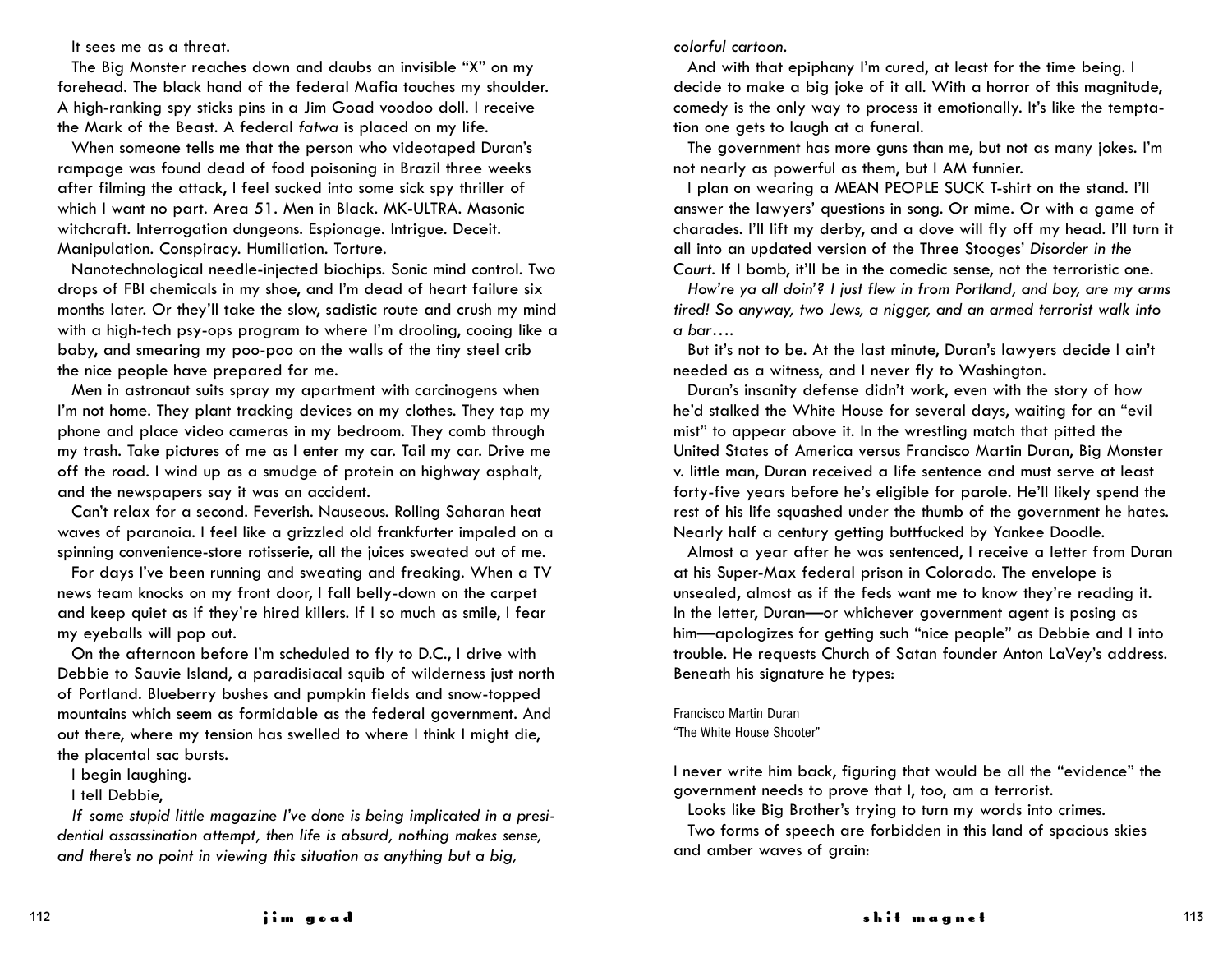It sees me as a threat.

The Big Monster reaches down and daubs an invisible "X" on my forehead. The black hand of the federal Mafia touches my shoulder. A high-ranking spy sticks pins in a Jim Goad voodoo doll. I receive the Mark of the Beast. A federal *fatwa* is placed on my life.

When someone tells me that the person who videotaped Duran's rampage was found dead of food poisoning in Brazil three weeks after filming the attack, I feel sucked into some sick spy thriller of which I want no part. Area 51. Men in Black. MK-ULTRA. Masonic witchcraft. Interrogation dungeons. Espionage. Intrigue. Deceit. Manipulation. Conspiracy. Humiliation. Torture.

Nanotechnological needle-injected biochips. Sonic mind control. Two drops of FBI chemicals in my shoe, and I'm dead of heart failure six months later. Or they'll take the slow, sadistic route and crush my mind with a high-tech psy-ops program to where I'm drooling, cooing like a baby, and smearing my poo-poo on the walls of the tiny steel crib the nice people have prepared for me.

Men in astronaut suits spray my apartment with carcinogens when I'm not home. They plant tracking devices on my clothes. They tap my phone and place video cameras in my bedroom. They comb through my trash. Take pictures of me as I enter my car. Tail my car. Drive me off the road. I wind up as a smudge of protein on highway asphalt, and the newspapers say it was an accident.

Can't relax for a second. Feverish. Nauseous. Rolling Saharan heat waves of paranoia. I feel like a grizzled old frankfurter impaled on a spinning convenience-store rotisserie, all the juices sweated out of me.

For days I've been running and sweating and freaking. When a TV news team knocks on my front door, I fall belly-down on the carpet and keep quiet as if they're hired killers. If I so much as smile, I fear my eyeballs will pop out.

On the afternoon before I'm scheduled to fly to D.C., I drive with Debbie to Sauvie Island, a paradisiacal squib of wilderness just north of Portland. Blueberry bushes and pumpkin fields and snow-topped mountains which seem as formidable as the federal government. And out there, where my tension has swelled to where I think I might die, the placental sac bursts.

I begin laughing.

I tell Debbie,

*If some stupid little magazine I've done is being implicated in a presidential assassination attempt, then life is absurd, nothing makes sense, and there's no point in viewing this situation as anything but a big, colorful cartoon.*

And with that epiphany I'm cured, at least for the time being. I decide to make a big joke of it all. With a horror of this magnitude, comedy is the only way to process it emotionally. It's like the temptation one gets to laugh at a funeral.

The government has more guns than me, but not as many jokes. I'm not nearly as powerful as them, but I AM funnier.

I plan on wearing a MEAN PEOPLE SUCK T-shirt on the stand. I'll answer the lawyers' questions in song. Or mime. Or with a game of charades. I'll lift my derby, and a dove will fly off my head. I'll turn it all into an updated version of the Three Stooges' *Disorder in the Court*. If I bomb, it'll be in the comedic sense, not the terroristic one.

*How're ya all doin'? I just flew in from Portland, and boy, are my arms tired! So anyway, two Jews, a nigger, and an armed terrorist walk into a bar….*

But it's not to be. At the last minute, Duran's lawyers decide I ain't needed as a witness, and I never fly to Washington.

Duran's insanity defense didn't work, even with the story of how he'd stalked the White House for several days, waiting for an "evil mist" to appear above it. In the wrestling match that pitted the United States of America versus Francisco Martin Duran, Big Monster v. little man, Duran received a life sentence and must serve at least forty-five years before he's eligible for parole. He'll likely spend the rest of his life squashed under the thumb of the government he hates. Nearly half a century getting buttfucked by Yankee Doodle.

Almost a year after he was sentenced, I receive a letter from Duran at his Super-Max federal prison in Colorado. The envelope is unsealed, almost as if the feds want me to know they're reading it. In the letter, Duran—or whichever government agent is posing as him—apologizes for getting such "nice people" as Debbie and I into trouble. He requests Church of Satan founder Anton LaVey's address. Beneath his signature he types:

Francisco Martin Duran
"The White House Shooter"

I never write him back, figuring that would be all the "evidence" the government needs to prove that I, too, am a terrorist.

Looks like Big Brother's trying to turn my words into crimes.

Two forms of speech are forbidden in this land of spacious skies and amber waves of grain: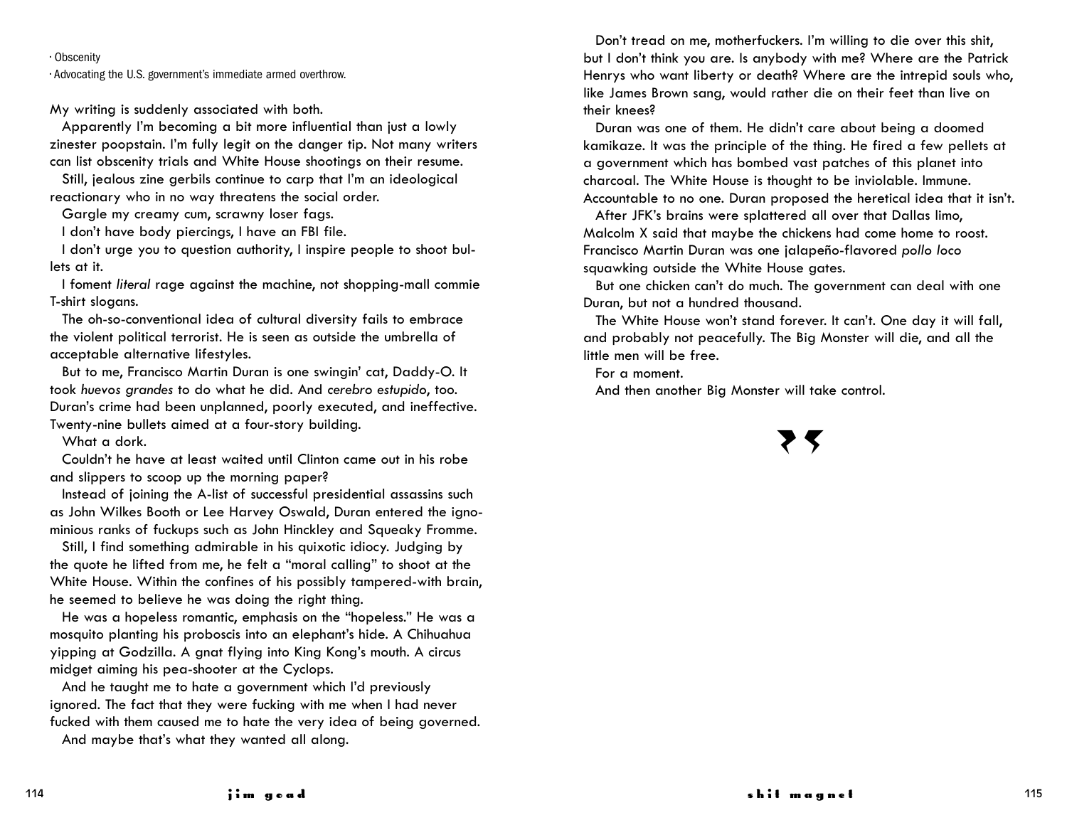· Obscenity
· Advocating the U.S. government's immediate armed overthrow.

My writing is suddenly associated with both.

Apparently I'm becoming a bit more influential than just a lowly zinester poopstain. I'm fully legit on the danger tip. Not many writers can list obscenity trials and White House shootings on their resume.

Still, jealous zine gerbils continue to carp that I'm an ideological reactionary who in no way threatens the social order.

Gargle my creamy cum, scrawny loser fags.

I don't have body piercings, I have an FBI file.

I don't urge you to question authority, I inspire people to shoot bullets at it.

I foment *literal* rage against the machine, not shopping-mall commie T-shirt slogans.

The oh-so-conventional idea of cultural diversity fails to embrace the violent political terrorist. He is seen as outside the umbrella of acceptable alternative lifestyles.

But to me, Francisco Martin Duran is one swingin' cat, Daddy-O. It took *huevos grandes* to do what he did. And *cerebro estupido*, too. Duran's crime had been unplanned, poorly executed, and ineffective. Twenty-nine bullets aimed at a four-story building.

What a dork.

Couldn't he have at least waited until Clinton came out in his robe and slippers to scoop up the morning paper?

Instead of joining the A-list of successful presidential assassins such as John Wilkes Booth or Lee Harvey Oswald, Duran entered the ignominious ranks of fuckups such as John Hinckley and Squeaky Fromme.

Still, I find something admirable in his quixotic idiocy. Judging by the quote he lifted from me, he felt a "moral calling" to shoot at the White House. Within the confines of his possibly tampered-with brain, he seemed to believe he was doing the right thing.

He was a hopeless romantic, emphasis on the "hopeless." He was a mosquito planting his proboscis into an elephant's hide. A Chihuahua yipping at Godzilla. A gnat flying into King Kong's mouth. A circus midget aiming his pea-shooter at the Cyclops.

And he taught me to hate a government which I'd previously ignored. The fact that they were fucking with me when I had never fucked with them caused me to hate the very idea of being governed.

And maybe that's what they wanted all along.

Don't tread on me, motherfuckers. I'm willing to die over this shit, but I don't think you are. Is anybody with me? Where are the Patrick Henrys who want liberty or death? Where are the intrepid souls who, like James Brown sang, would rather die on their feet than live on their knees?

Duran was one of them. He didn't care about being a doomed kamikaze. It was the principle of the thing. He fired a few pellets at a government which has bombed vast patches of this planet into charcoal. The White House is thought to be inviolable. Immune. Accountable to no one. Duran proposed the heretical idea that it isn't.

After JFK's brains were splattered all over that Dallas limo, Malcolm X said that maybe the chickens had come home to roost. Francisco Martin Duran was one jalapeño-flavored *pollo loco* squawking outside the White House gates.

But one chicken can't do much. The government can deal with one Duran, but not a hundred thousand.

The White House won't stand forever. It can't. One day it will fall, and probably not peacefully. The Big Monster will die, and all the little men will be free.

For a moment.

And then another Big Monster will take control.